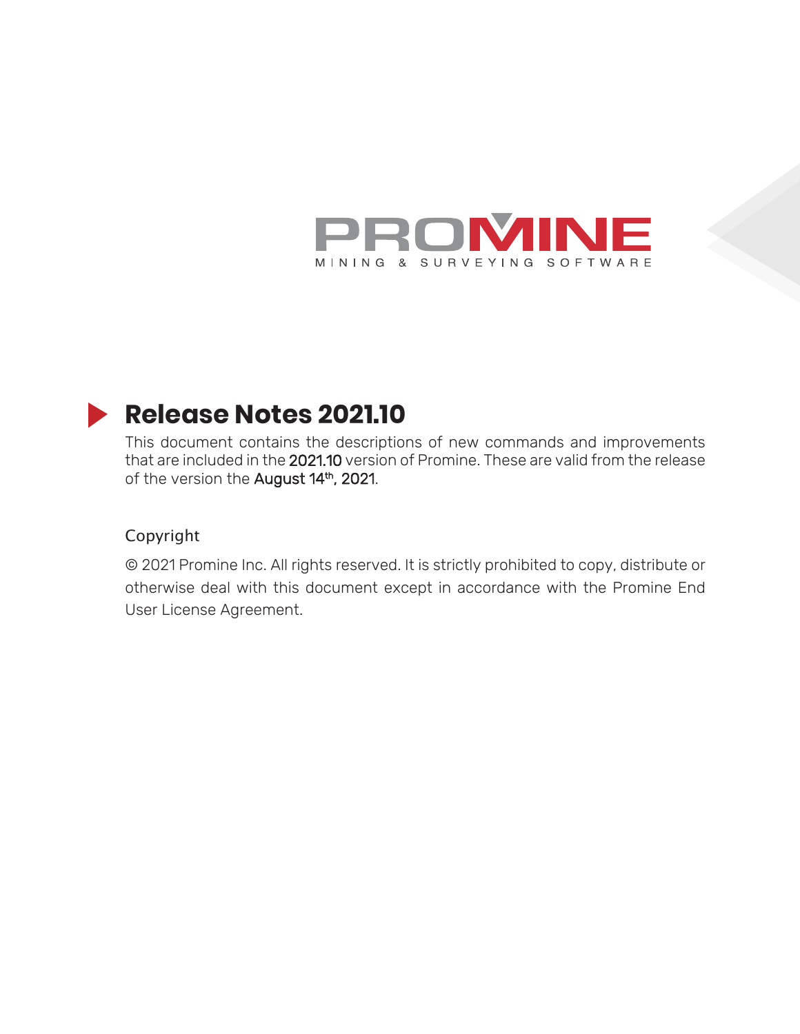PROMINE

MINING & SURVEYING SOFTWARE

# Release Notes 2021.10

This document contains the descriptions of new commands and improvements that are included in the **2021.10** version of Promine. These are valid from the release of the version the **August 14th, 2021**.

## Copyright

© 2021 Promine Inc. All rights reserved. It is strictly prohibited to copy, distribute or otherwise deal with this document except in accordance with the Promine End User License Agreement.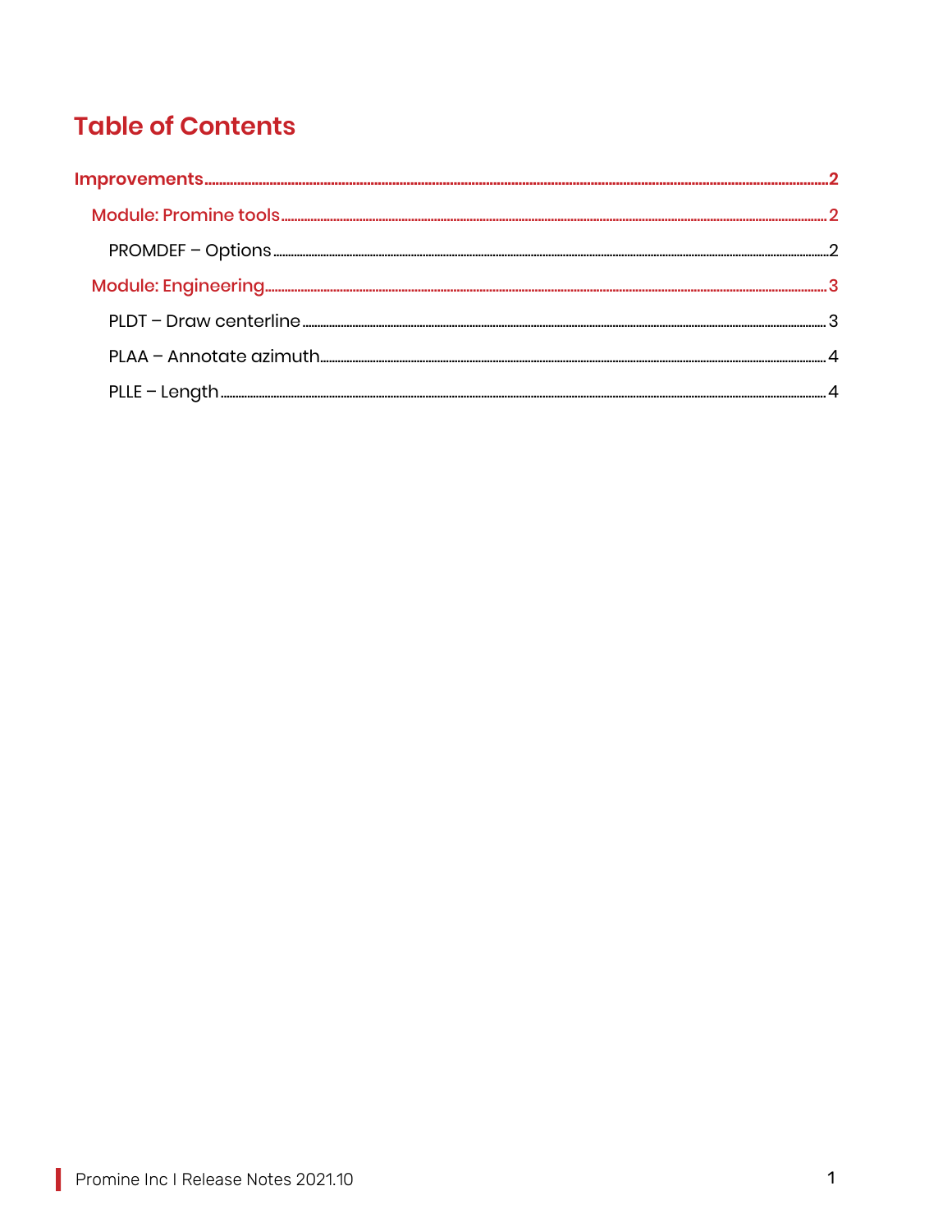# Table of Contents

Improvements .......... 2

- Module: Promine tools .......... 2
  - PROMDEF – Options .......... 2
- Module: Engineering .......... 3
  - PLDT – Draw centerline .......... 3
  - PLAA – Annotate azimuth .......... 4
  - PLLE – Length .......... 4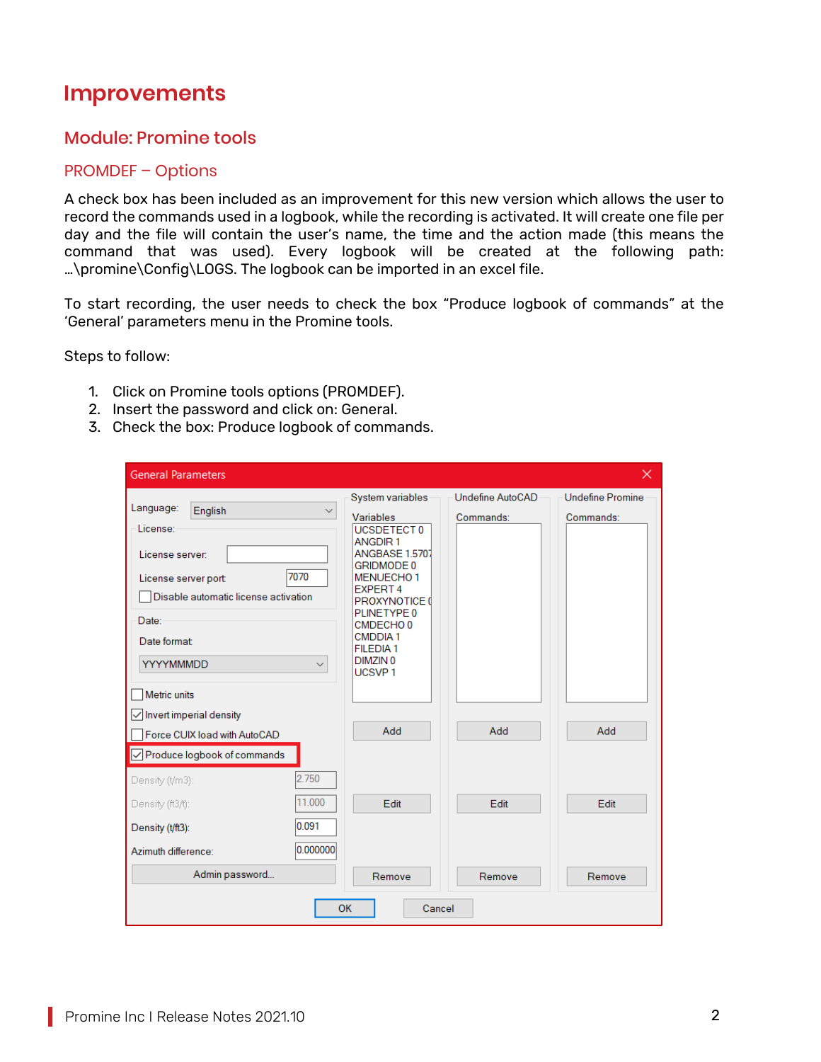# Improvements

## Module: Promine tools

### PROMDEF – Options

A check box has been included as an improvement for this new version which allows the user to record the commands used in a logbook, while the recording is activated. It will create one file per day and the file will contain the user's name, the time and the action made (this means the command that was used). Every logbook will be created at the following path: …\promine\Config\LOGS. The logbook can be imported in an excel file.

To start recording, the user needs to check the box "Produce logbook of commands" at the 'General' parameters menu in the Promine tools.

Steps to follow:

1. Click on Promine tools options (PROMDEF).
2. Insert the password and click on: General.
3. Check the box: Produce logbook of commands.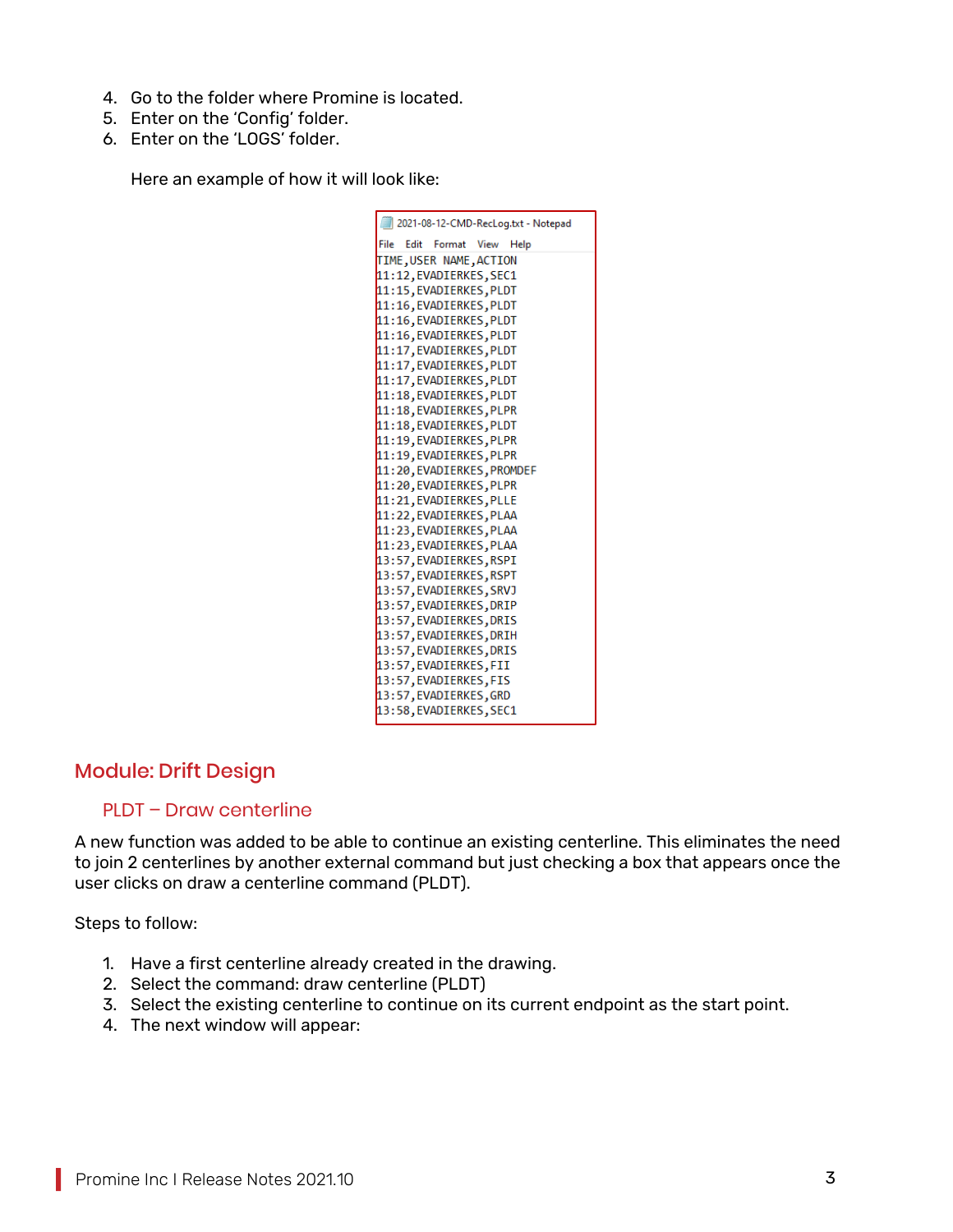4. Go to the folder where Promine is located.
5. Enter on the 'Config' folder.
6. Enter on the 'LOGS' folder.

   Here an example of how it will look like:

```
2021-08-12-CMD-RecLog.txt - Notepad
File  Edit  Format  View  Help
TIME,USER NAME,ACTION
11:12,EVADIERKES,SEC1
11:15,EVADIERKES,PLDT
11:16,EVADIERKES,PLDT
11:16,EVADIERKES,PLDT
11:16,EVADIERKES,PLDT
11:17,EVADIERKES,PLDT
11:17,EVADIERKES,PLDT
11:17,EVADIERKES,PLDT
11:18,EVADIERKES,PLDT
11:18,EVADIERKES,PLPR
11:18,EVADIERKES,PLDT
11:19,EVADIERKES,PLPR
11:19,EVADIERKES,PLPR
11:20,EVADIERKES,PROMDEF
11:20,EVADIERKES,PLPR
11:21,EVADIERKES,PLLE
11:22,EVADIERKES,PLAA
11:23,EVADIERKES,PLAA
11:23,EVADIERKES,PLAA
13:57,EVADIERKES,RSPI
13:57,EVADIERKES,RSPT
13:57,EVADIERKES,SRVJ
13:57,EVADIERKES,DRIP
13:57,EVADIERKES,DRIS
13:57,EVADIERKES,DRIH
13:57,EVADIERKES,DRIS
13:57,EVADIERKES,FII
13:57,EVADIERKES,FIS
13:57,EVADIERKES,GRD
13:58,EVADIERKES,SEC1
```

## Module: Drift Design

### PLDT – Draw centerline

A new function was added to be able to continue an existing centerline. This eliminates the need to join 2 centerlines by another external command but just checking a box that appears once the user clicks on draw a centerline command (PLDT).

Steps to follow:

1. Have a first centerline already created in the drawing.
2. Select the command: draw centerline (PLDT)
3. Select the existing centerline to continue on its current endpoint as the start point.
4. The next window will appear: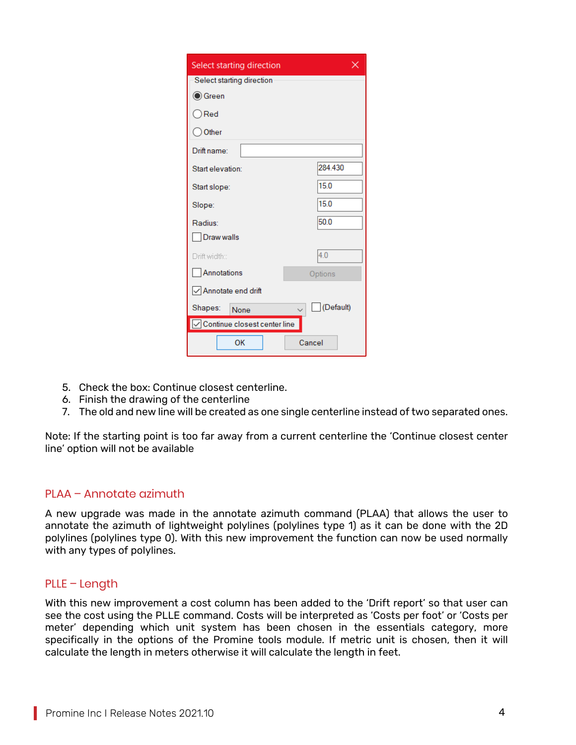5. Check the box: Continue closest centerline.
6. Finish the drawing of the centerline
7. The old and new line will be created as one single centerline instead of two separated ones.

Note: If the starting point is too far away from a current centerline the 'Continue closest center line' option will not be available

## PLAA – Annotate azimuth

A new upgrade was made in the annotate azimuth command (PLAA) that allows the user to annotate the azimuth of lightweight polylines (polylines type 1) as it can be done with the 2D polylines (polylines type 0). With this new improvement the function can now be used normally with any types of polylines.

## PLLE – Length

With this new improvement a cost column has been added to the 'Drift report' so that user can see the cost using the PLLE command. Costs will be interpreted as 'Costs per foot' or 'Costs per meter' depending which unit system has been chosen in the essentials category, more specifically in the options of the Promine tools module. If metric unit is chosen, then it will calculate the length in meters otherwise it will calculate the length in feet.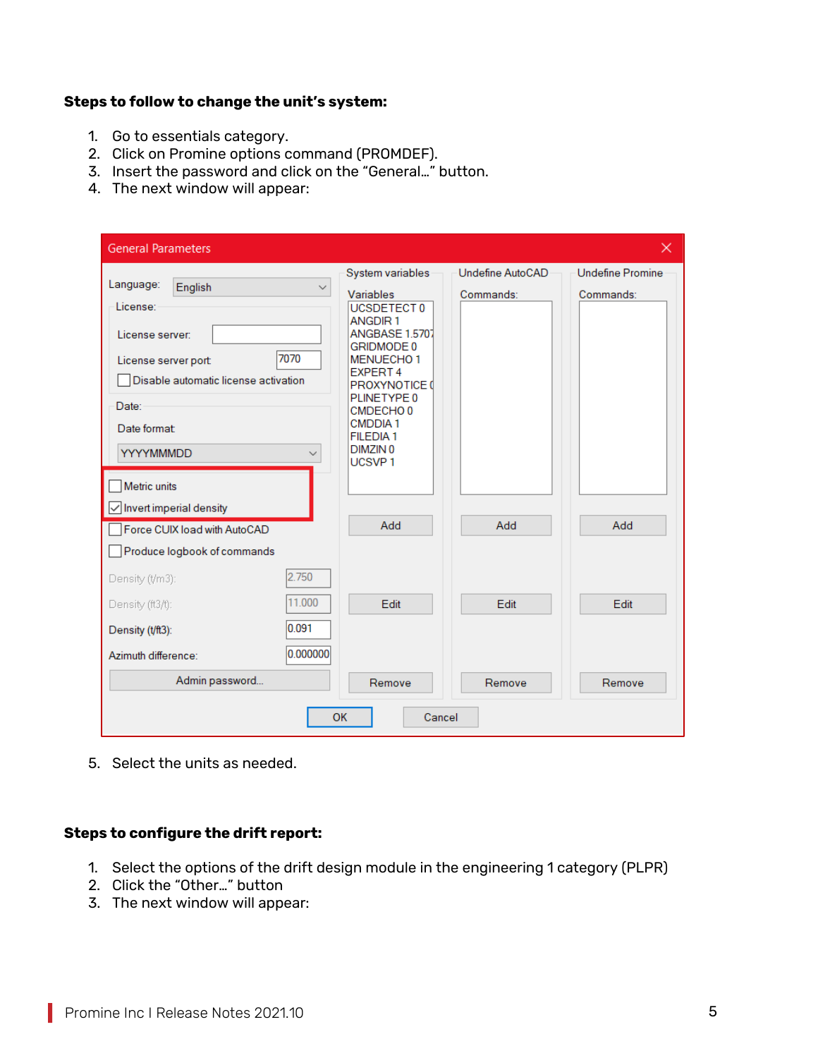**Steps to follow to change the unit's system:**

1. Go to essentials category.
2. Click on Promine options command (PROMDEF).
3. Insert the password and click on the "General…" button.
4. The next window will appear:

5. Select the units as needed.

**Steps to configure the drift report:**

1. Select the options of the drift design module in the engineering 1 category (PLPR)
2. Click the "Other…" button
3. The next window will appear: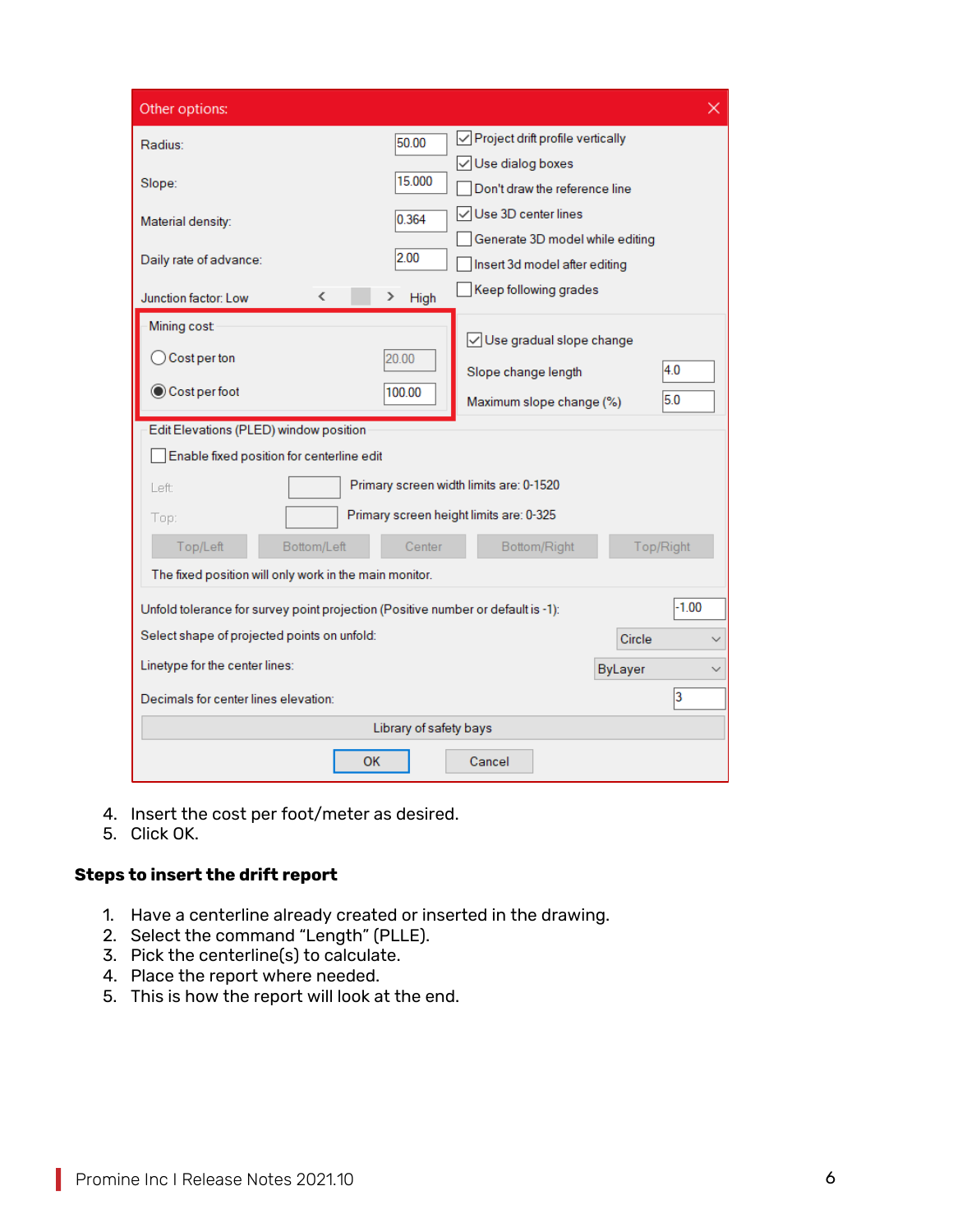4. Insert the cost per foot/meter as desired.
5. Click OK.

**Steps to insert the drift report**

1. Have a centerline already created or inserted in the drawing.
2. Select the command "Length" (PLLE).
3. Pick the centerline(s) to calculate.
4. Place the report where needed.
5. This is how the report will look at the end.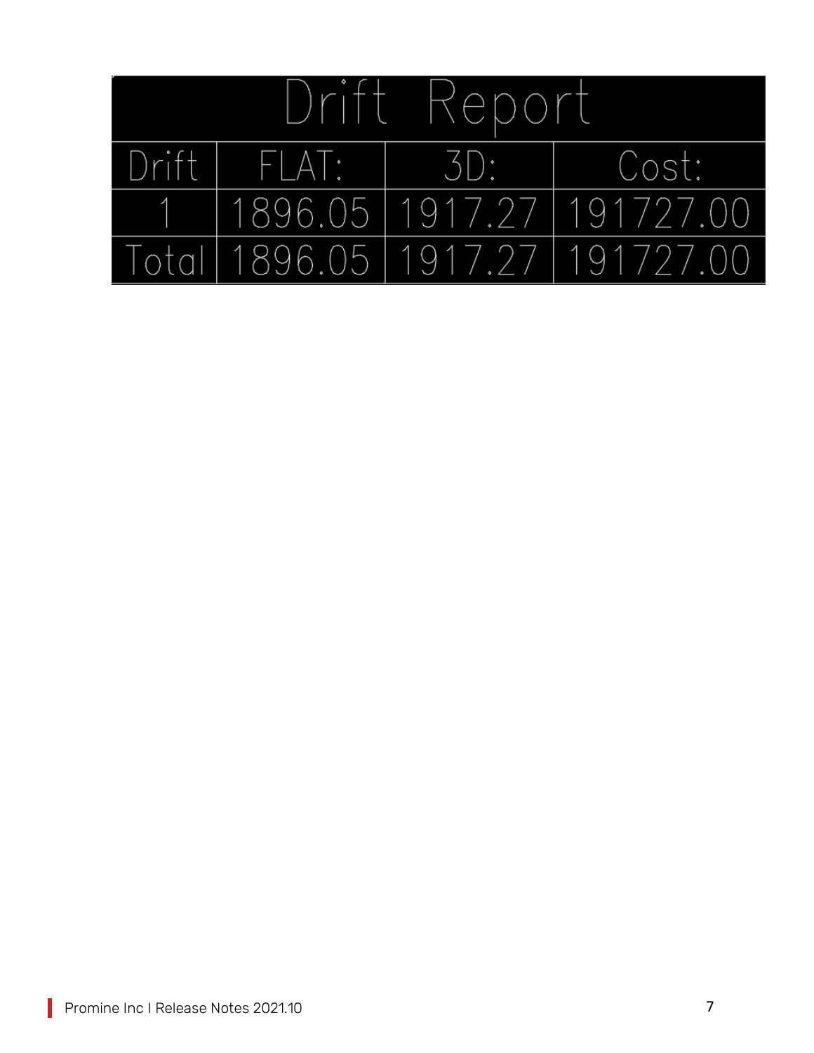| Drift Report | | | |
|---|---|---|---|
| Drift | FLAT: | 3D: | Cost: |
| 1 | 1896.05 | 1917.27 | 191727.00 |
| Total | 1896.05 | 1917.27 | 191727.00 |